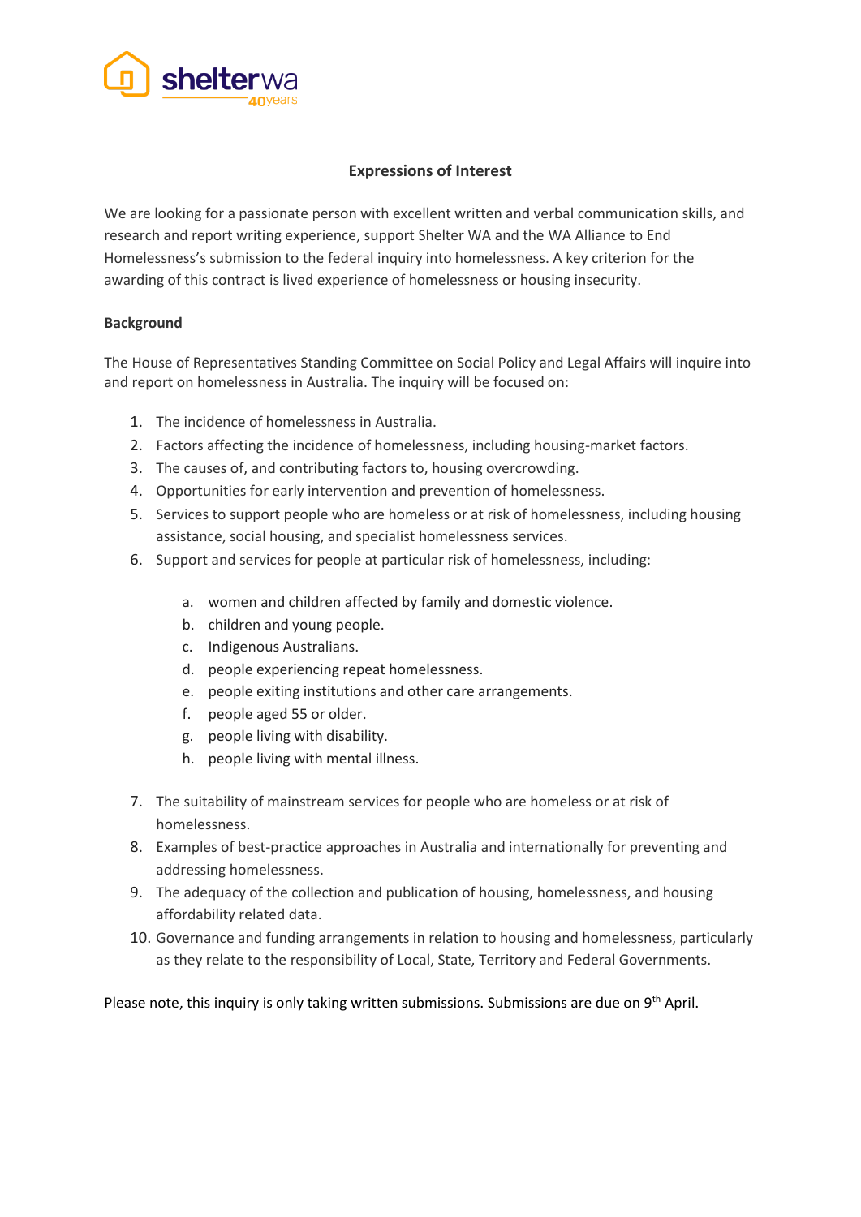## Expressions of Interest

We are looking for a passionate person with excellent written and verbal communication skills, and research and report writing experience, support Shelter WA and the WA Alliance to End Homelessness's submission to the federal inquiry into homelessness. A key criterion for the awarding of this contract is lived experience of homelessness or housing insecurity.

**Background**

The House of Representatives Standing Committee on Social Policy and Legal Affairs will inquire into and report on homelessness in Australia. The inquiry will be focused on:

1. The incidence of homelessness in Australia.
2. Factors affecting the incidence of homelessness, including housing-market factors.
3. The causes of, and contributing factors to, housing overcrowding.
4. Opportunities for early intervention and prevention of homelessness.
5. Services to support people who are homeless or at risk of homelessness, including housing assistance, social housing, and specialist homelessness services.
6. Support and services for people at particular risk of homelessness, including:
   a. women and children affected by family and domestic violence.
   b. children and young people.
   c. Indigenous Australians.
   d. people experiencing repeat homelessness.
   e. people exiting institutions and other care arrangements.
   f. people aged 55 or older.
   g. people living with disability.
   h. people living with mental illness.
7. The suitability of mainstream services for people who are homeless or at risk of homelessness.
8. Examples of best-practice approaches in Australia and internationally for preventing and addressing homelessness.
9. The adequacy of the collection and publication of housing, homelessness, and housing affordability related data.
10. Governance and funding arrangements in relation to housing and homelessness, particularly as they relate to the responsibility of Local, State, Territory and Federal Governments.

Please note, this inquiry is only taking written submissions. Submissions are due on 9th April.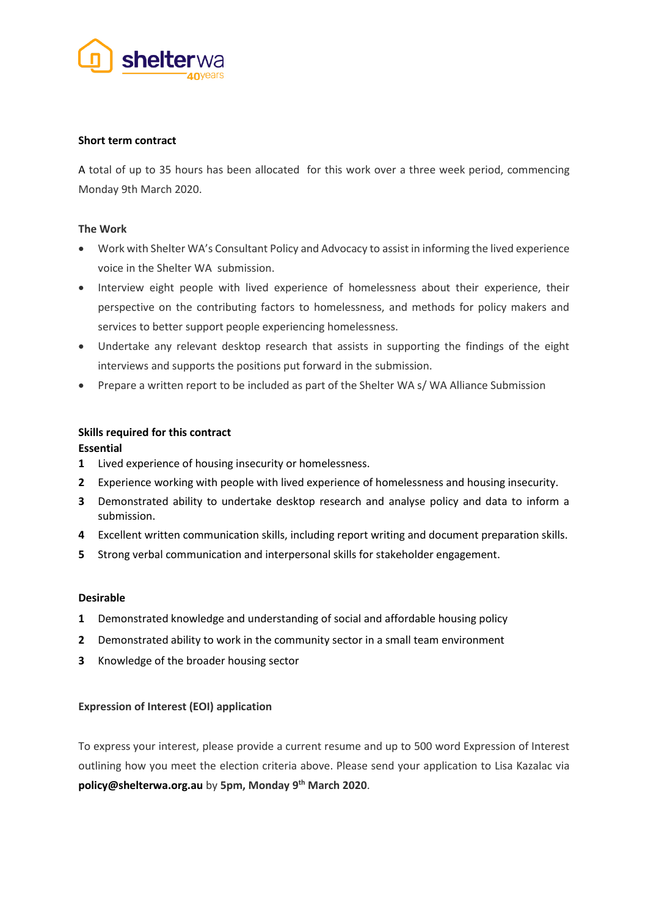**Short term contract**

A total of up to 35 hours has been allocated for this work over a three week period, commencing Monday 9th March 2020.

**The Work**

- Work with Shelter WA's Consultant Policy and Advocacy to assist in informing the lived experience voice in the Shelter WA submission.
- Interview eight people with lived experience of homelessness about their experience, their perspective on the contributing factors to homelessness, and methods for policy makers and services to better support people experiencing homelessness.
- Undertake any relevant desktop research that assists in supporting the findings of the eight interviews and supports the positions put forward in the submission.
- Prepare a written report to be included as part of the Shelter WA s/ WA Alliance Submission

**Skills required for this contract**

**Essential**

1. Lived experience of housing insecurity or homelessness.
2. Experience working with people with lived experience of homelessness and housing insecurity.
3. Demonstrated ability to undertake desktop research and analyse policy and data to inform a submission.
4. Excellent written communication skills, including report writing and document preparation skills.
5. Strong verbal communication and interpersonal skills for stakeholder engagement.

**Desirable**

1. Demonstrated knowledge and understanding of social and affordable housing policy
2. Demonstrated ability to work in the community sector in a small team environment
3. Knowledge of the broader housing sector

**Expression of Interest (EOI) application**

To express your interest, please provide a current resume and up to 500 word Expression of Interest outlining how you meet the election criteria above. Please send your application to Lisa Kazalac via **policy@shelterwa.org.au** by **5pm, Monday 9th March 2020**.